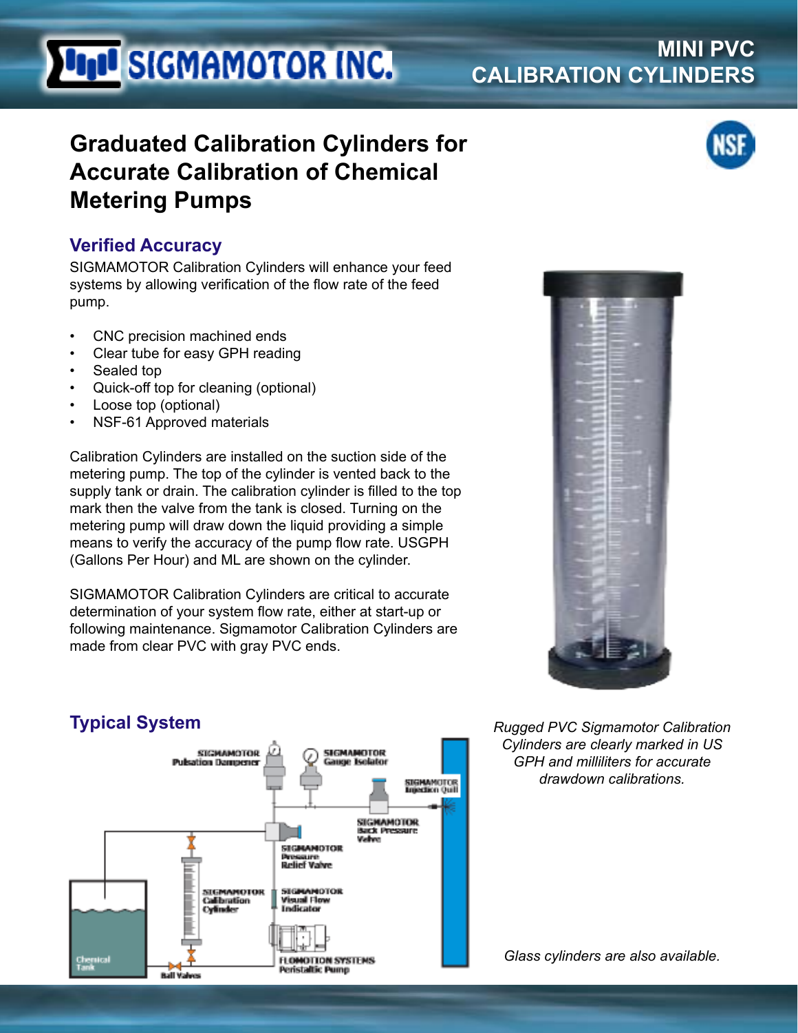# SIGMAMOTOR INC.

## MINI PVC CALIBRATION CYLINDERS

# Graduated Calibration Cylinders for Accurate Calibration of Chemical Metering Pumps

## Verified Accuracy

SIGMAMOTOR Calibration Cylinders will enhance your feed systems by allowing verification of the flow rate of the feed pump.

- CNC precision machined ends
- Clear tube for easy GPH reading
- Sealed top
- Quick-off top for cleaning (optional)
- Loose top (optional)
- NSF-61 Approved materials

Calibration Cylinders are installed on the suction side of the metering pump. The top of the cylinder is vented back to the supply tank or drain. The calibration cylinder is filled to the top mark then the valve from the tank is closed. Turning on the metering pump will draw down the liquid providing a simple means to verify the accuracy of the pump flow rate. USGPH (Gallons Per Hour) and ML are shown on the cylinder.

SIGMAMOTOR Calibration Cylinders are critical to accurate determination of your system flow rate, either at start-up or following maintenance. Sigmamotor Calibration Cylinders are made from clear PVC with gray PVC ends.

*Rugged PVC Sigmamotor Calibration Cylinders are clearly marked in US GPH and milliliters for accurate drawdown calibrations.*

## Typical System

SIGMAMOTOR Pulsation Dampener

SIGMAMOTOR Gauge Isolator

SIGMAMOTOR Injection Quill

SIGMAMOTOR Back Pressure Valve

SIGMAMOTOR Pressure Relief Valve

SIGMAMOTOR Calibration Cylinder

SIGMAMOTOR Visual Flow Indicator

Chemical Tank

Ball Valves

FLOMOTION SYSTEMS Peristaltic Pump

*Glass cylinders are also available.*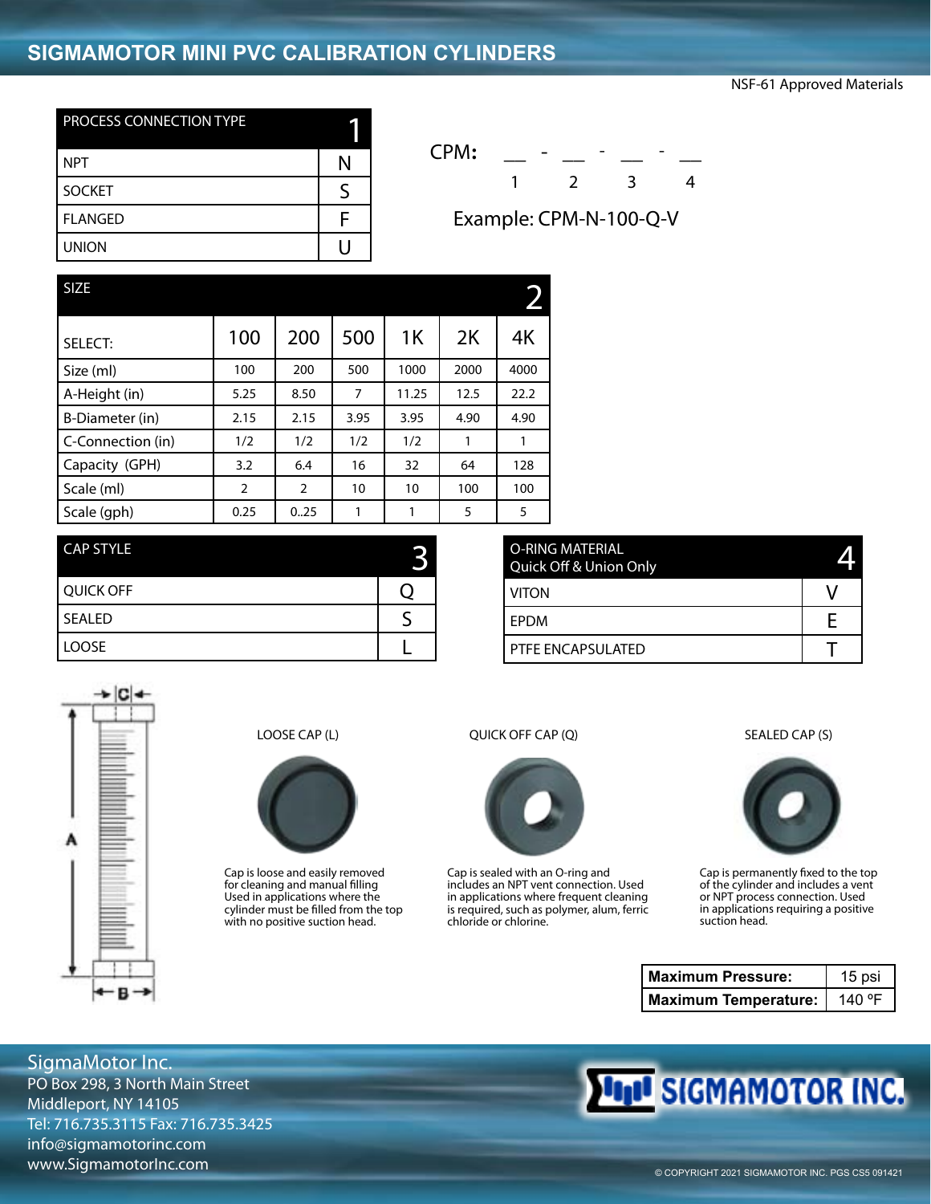# SIGMAMOTOR MINI PVC CALIBRATION CYLINDERS

NSF-61 Approved Materials

| PROCESS CONNECTION TYPE | 1 |
|---|---|
| NPT | N |
| SOCKET | S |
| FLANGED | F |
| UNION | U |

CPM: __ - __ - __ - __
1 2 3 4

Example: CPM-N-100-Q-V

| SIZE | | | | | | 2 |
|---|---|---|---|---|---|---|
| SELECT: | 100 | 200 | 500 | 1K | 2K | 4K |
| Size (ml) | 100 | 200 | 500 | 1000 | 2000 | 4000 |
| A-Height (in) | 5.25 | 8.50 | 7 | 11.25 | 12.5 | 22.2 |
| B-Diameter (in) | 2.15 | 2.15 | 3.95 | 3.95 | 4.90 | 4.90 |
| C-Connection (in) | 1/2 | 1/2 | 1/2 | 1/2 | 1 | 1 |
| Capacity (GPH) | 3.2 | 6.4 | 16 | 32 | 64 | 128 |
| Scale (ml) | 2 | 2 | 10 | 10 | 100 | 100 |
| Scale (gph) | 0.25 | 0..25 | 1 | 1 | 5 | 5 |

| CAP STYLE | 3 |
|---|---|
| QUICK OFF | Q |
| SEALED | S |
| LOOSE | L |

| O-RING MATERIAL Quick Off & Union Only | 4 |
|---|---|
| VITON | V |
| EPDM | E |
| PTFE ENCAPSULATED | T |

C

A

B

**LOOSE CAP (L)**

Cap is loose and easily removed for cleaning and manual filling Used in applications where the cylinder must be filled from the top with no positive suction head.

**QUICK OFF CAP (Q)**

Cap is sealed with an O-ring and includes an NPT vent connection. Used in applications where frequent cleaning is required, such as polymer, alum, ferric chloride or chlorine.

**SEALED CAP (S)**

Cap is permanently fixed to the top of the cylinder and includes a vent or NPT process connection. Used in applications requiring a positive suction head.

| | |
|---|---|
| **Maximum Pressure:** | 15 psi |
| **Maximum Temperature:** | 140 ºF |

SigmaMotor Inc.
PO Box 298, 3 North Main Street
Middleport, NY 14105
Tel: 716.735.3115 Fax: 716.735.3425
info@sigmamotorinc.com
www.SigmamotorInc.com

SIGMAMOTOR INC.

© COPYRIGHT 2021 SIGMAMOTOR INC. PGS CS5 091421